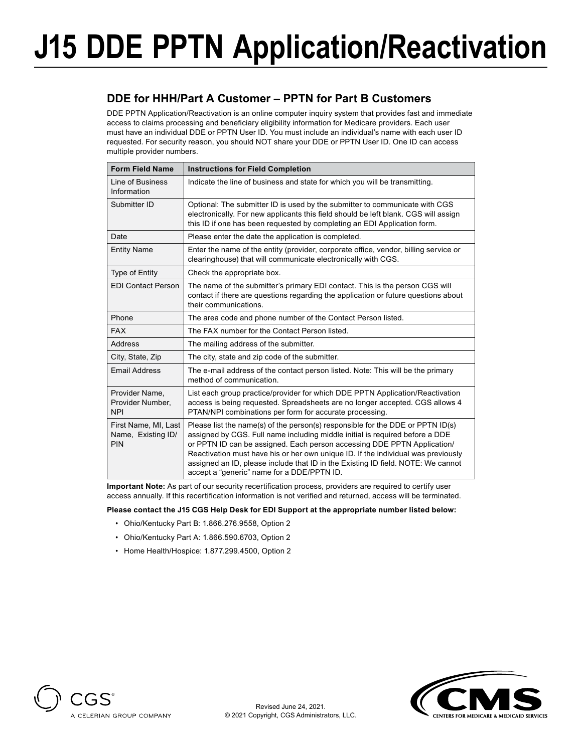# J15 DDE PPTN Application/Reactivation

## DDE for HHH/Part A Customer – PPTN for Part B Customers

DDE PPTN Application/Reactivation is an online computer inquiry system that provides fast and immediate access to claims processing and beneficiary eligibility information for Medicare providers. Each user must have an individual DDE or PPTN User ID. You must include an individual's name with each user ID requested. For security reason, you should NOT share your DDE or PPTN User ID. One ID can access multiple provider numbers.

| Form Field Name | Instructions for Field Completion |
|---|---|
| Line of Business Information | Indicate the line of business and state for which you will be transmitting. |
| Submitter ID | Optional: The submitter ID is used by the submitter to communicate with CGS electronically. For new applicants this field should be left blank. CGS will assign this ID if one has been requested by completing an EDI Application form. |
| Date | Please enter the date the application is completed. |
| Entity Name | Enter the name of the entity (provider, corporate office, vendor, billing service or clearinghouse) that will communicate electronically with CGS. |
| Type of Entity | Check the appropriate box. |
| EDI Contact Person | The name of the submitter's primary EDI contact. This is the person CGS will contact if there are questions regarding the application or future questions about their communications. |
| Phone | The area code and phone number of the Contact Person listed. |
| FAX | The FAX number for the Contact Person listed. |
| Address | The mailing address of the submitter. |
| City, State, Zip | The city, state and zip code of the submitter. |
| Email Address | The e-mail address of the contact person listed. Note: This will be the primary method of communication. |
| Provider Name, Provider Number, NPI | List each group practice/provider for which DDE PPTN Application/Reactivation access is being requested. Spreadsheets are no longer accepted. CGS allows 4 PTAN/NPI combinations per form for accurate processing. |
| First Name, MI, Last Name, Existing ID/ PIN | Please list the name(s) of the person(s) responsible for the DDE or PPTN ID(s) assigned by CGS. Full name including middle initial is required before a DDE or PPTN ID can be assigned. Each person accessing DDE PPTN Application/ Reactivation must have his or her own unique ID. If the individual was previously assigned an ID, please include that ID in the Existing ID field. NOTE: We cannot accept a "generic" name for a DDE/PPTN ID. |

**Important Note:** As part of our security recertification process, providers are required to certify user access annually. If this recertification information is not verified and returned, access will be terminated.

**Please contact the J15 CGS Help Desk for EDI Support at the appropriate number listed below:**

- Ohio/Kentucky Part B: 1.866.276.9558, Option 2
- Ohio/Kentucky Part A: 1.866.590.6703, Option 2
- Home Health/Hospice: 1.877.299.4500, Option 2

CGS A CELERIAN GROUP COMPANY

Revised June 24, 2021.
© 2021 Copyright, CGS Administrators, LLC.

CMS CENTERS FOR MEDICARE & MEDICAID SERVICES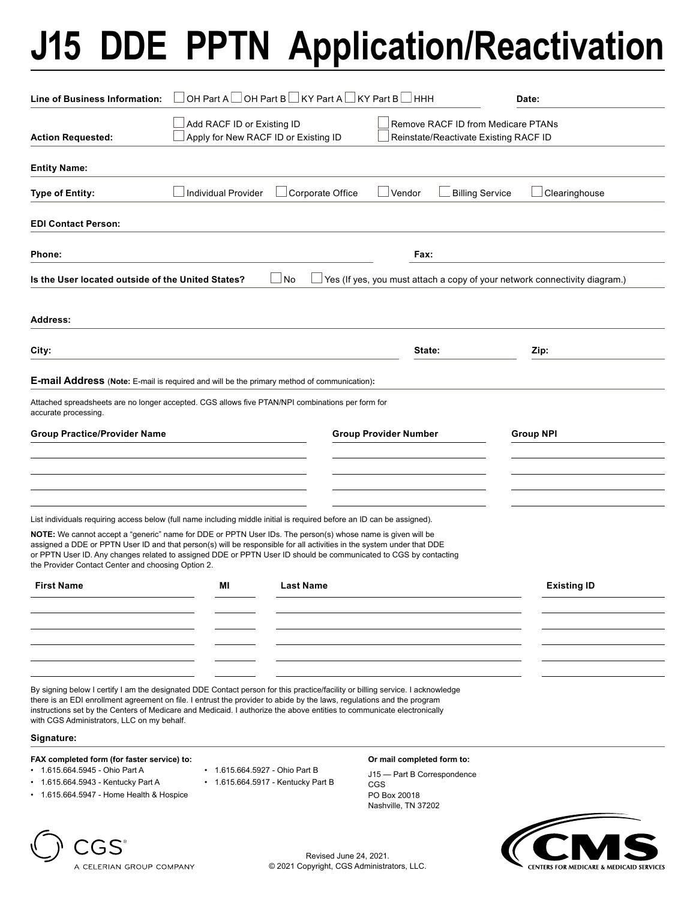# J15 DDE PPTN Application/Reactivation

**Line of Business Information:** ☐ OH Part A ☐ OH Part B ☐ KY Part A ☐ KY Part B ☐ HHH **Date:**

**Action Requested:**
☐ Add RACF ID or Existing ID
☐ Apply for New RACF ID or Existing ID
☐ Remove RACF ID from Medicare PTANs
☐ Reinstate/Reactivate Existing RACF ID

**Entity Name:**

**Type of Entity:** ☐ Individual Provider ☐ Corporate Office ☐ Vendor ☐ Billing Service ☐ Clearinghouse

**EDI Contact Person:**

**Phone:** **Fax:**

**Is the User located outside of the United States?** ☐ No ☐ Yes (If yes, you must attach a copy of your network connectivity diagram.)

**Address:**

**City:** **State:** **Zip:**

**E-mail Address** (**Note:** E-mail is required and will be the primary method of communication)**:**

Attached spreadsheets are no longer accepted. CGS allows five PTAN/NPI combinations per form for accurate processing.

| Group Practice/Provider Name | Group Provider Number | Group NPI |
|---|---|---|
| | | |
| | | |
| | | |
| | | |

List individuals requiring access below (full name including middle initial is required before an ID can be assigned).

**NOTE:** We cannot accept a "generic" name for DDE or PPTN User IDs. The person(s) whose name is given will be assigned a DDE or PPTN User ID and that person(s) will be responsible for all activities in the system under that DDE or PPTN User ID. Any changes related to assigned DDE or PPTN User ID should be communicated to CGS by contacting the Provider Contact Center and choosing Option 2.

| First Name | MI | Last Name | Existing ID |
|---|---|---|---|
| | | | |
| | | | |
| | | | |
| | | | |
| | | | |

By signing below I certify I am the designated DDE Contact person for this practice/facility or billing service. I acknowledge there is an EDI enrollment agreement on file. I entrust the provider to abide by the laws, regulations and the program instructions set by the Centers of Medicare and Medicaid. I authorize the above entities to communicate electronically with CGS Administrators, LLC on my behalf.

**Signature:**

**FAX completed form (for faster service) to:**
- 1.615.664.5945 - Ohio Part A
- 1.615.664.5943 - Kentucky Part A
- 1.615.664.5947 - Home Health & Hospice
- 1.615.664.5927 - Ohio Part B
- 1.615.664.5917 - Kentucky Part B

**Or mail completed form to:**

J15 — Part B Correspondence
CGS
PO Box 20018
Nashville, TN 37202

CGS A CELERIAN GROUP COMPANY

Revised June 24, 2021.
© 2021 Copyright, CGS Administrators, LLC.

CMS CENTERS FOR MEDICARE & MEDICAID SERVICES